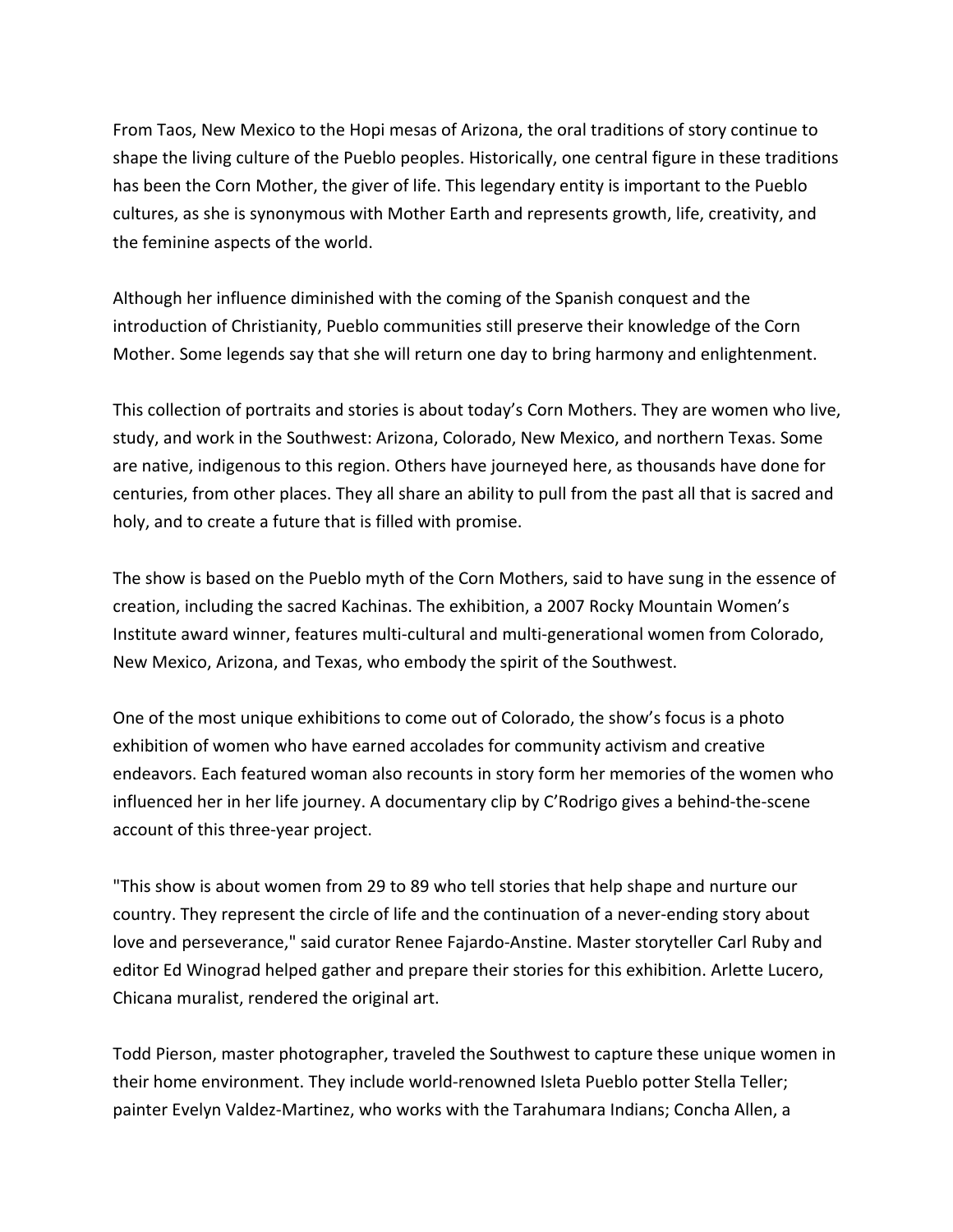From Taos, New Mexico to the Hopi mesas of Arizona, the oral traditions of story continue to shape the living culture of the Pueblo peoples. Historically, one central figure in these traditions has been the Corn Mother, the giver of life. This legendary entity is important to the Pueblo cultures, as she is synonymous with Mother Earth and represents growth, life, creativity, and the feminine aspects of the world.

Although her influence diminished with the coming of the Spanish conquest and the introduction of Christianity, Pueblo communities still preserve their knowledge of the Corn Mother. Some legends say that she will return one day to bring harmony and enlightenment.

This collection of portraits and stories is about today's Corn Mothers. They are women who live, study, and work in the Southwest: Arizona, Colorado, New Mexico, and northern Texas. Some are native, indigenous to this region. Others have journeyed here, as thousands have done for centuries, from other places. They all share an ability to pull from the past all that is sacred and holy, and to create a future that is filled with promise.

The show is based on the Pueblo myth of the Corn Mothers, said to have sung in the essence of creation, including the sacred Kachinas. The exhibition, a 2007 Rocky Mountain Women's Institute award winner, features multi-cultural and multi-generational women from Colorado, New Mexico, Arizona, and Texas, who embody the spirit of the Southwest.

One of the most unique exhibitions to come out of Colorado, the show's focus is a photo exhibition of women who have earned accolades for community activism and creative endeavors. Each featured woman also recounts in story form her memories of the women who influenced her in her life journey. A documentary clip by C'Rodrigo gives a behind-the-scene account of this three-year project.

"This show is about women from 29 to 89 who tell stories that help shape and nurture our country. They represent the circle of life and the continuation of a never-ending story about love and perseverance," said curator Renee Fajardo-Anstine. Master storyteller Carl Ruby and editor Ed Winograd helped gather and prepare their stories for this exhibition. Arlette Lucero, Chicana muralist, rendered the original art.

Todd Pierson, master photographer, traveled the Southwest to capture these unique women in their home environment. They include world-renowned Isleta Pueblo potter Stella Teller; painter Evelyn Valdez-Martinez, who works with the Tarahumara Indians; Concha Allen, a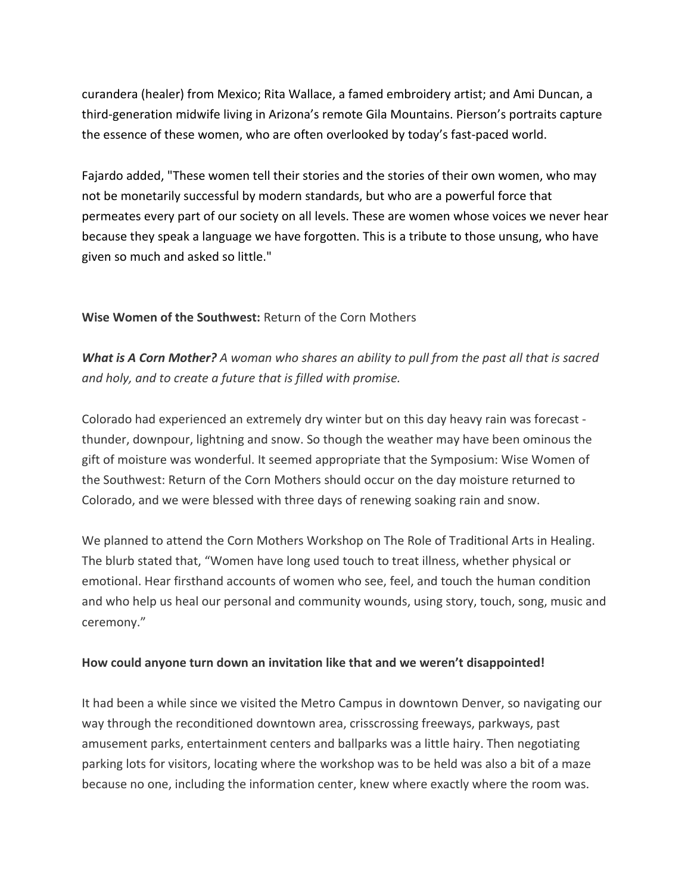curandera (healer) from Mexico; Rita Wallace, a famed embroidery artist; and Ami Duncan, a third-generation midwife living in Arizona's remote Gila Mountains. Pierson's portraits capture the essence of these women, who are often overlooked by today's fast-paced world.

Fajardo added, "These women tell their stories and the stories of their own women, who may not be monetarily successful by modern standards, but who are a powerful force that permeates every part of our society on all levels. These are women whose voices we never hear because they speak a language we have forgotten. This is a tribute to those unsung, who have given so much and asked so little."

**Wise Women of the Southwest:** Return of the Corn Mothers

***What is A Corn Mother?*** *A woman who shares an ability to pull from the past all that is sacred and holy, and to create a future that is filled with promise.*

Colorado had experienced an extremely dry winter but on this day heavy rain was forecast - thunder, downpour, lightning and snow. So though the weather may have been ominous the gift of moisture was wonderful. It seemed appropriate that the Symposium: Wise Women of the Southwest: Return of the Corn Mothers should occur on the day moisture returned to Colorado, and we were blessed with three days of renewing soaking rain and snow.

We planned to attend the Corn Mothers Workshop on The Role of Traditional Arts in Healing. The blurb stated that, "Women have long used touch to treat illness, whether physical or emotional. Hear firsthand accounts of women who see, feel, and touch the human condition and who help us heal our personal and community wounds, using story, touch, song, music and ceremony."

**How could anyone turn down an invitation like that and we weren't disappointed!**

It had been a while since we visited the Metro Campus in downtown Denver, so navigating our way through the reconditioned downtown area, crisscrossing freeways, parkways, past amusement parks, entertainment centers and ballparks was a little hairy. Then negotiating parking lots for visitors, locating where the workshop was to be held was also a bit of a maze because no one, including the information center, knew where exactly where the room was.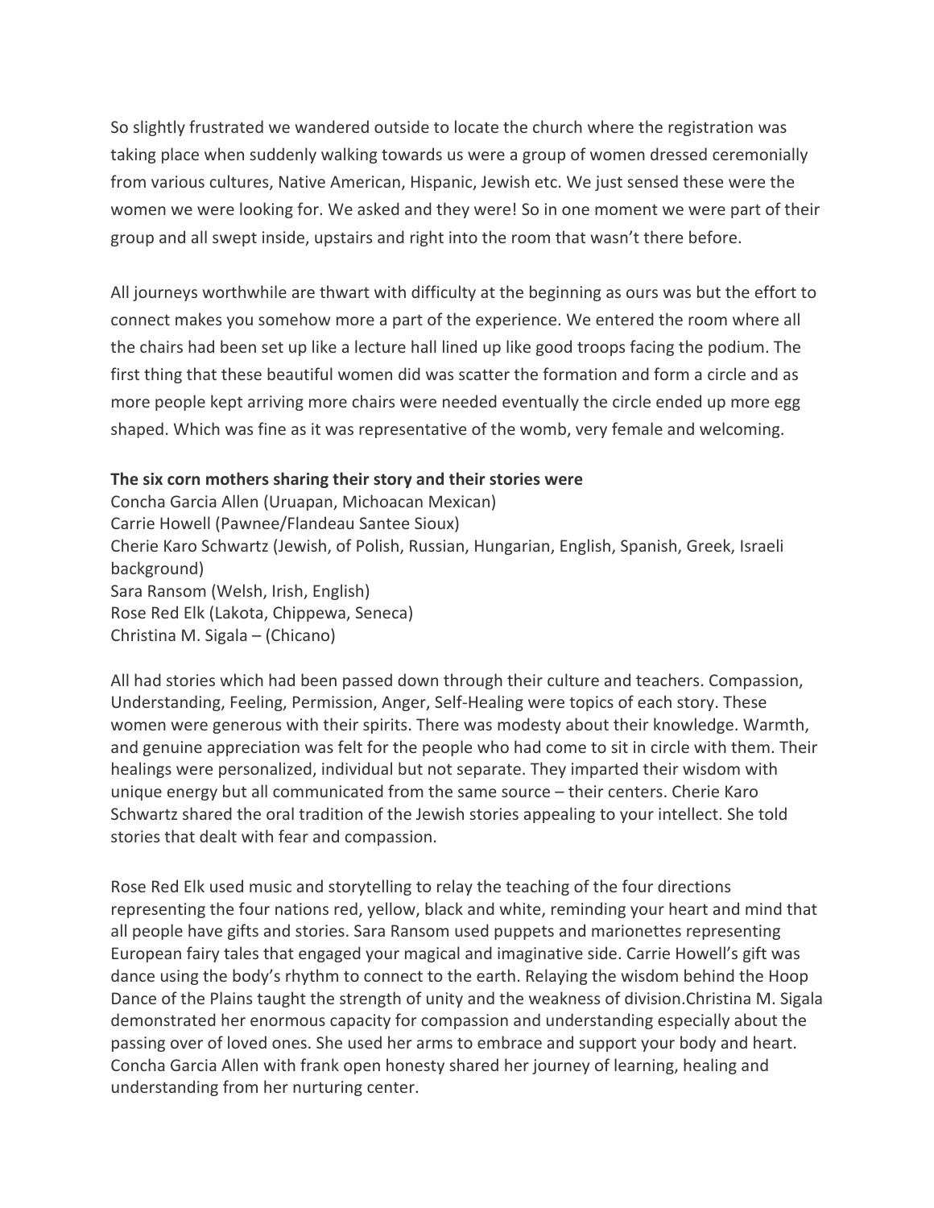So slightly frustrated we wandered outside to locate the church where the registration was taking place when suddenly walking towards us were a group of women dressed ceremonially from various cultures, Native American, Hispanic, Jewish etc. We just sensed these were the women we were looking for. We asked and they were! So in one moment we were part of their group and all swept inside, upstairs and right into the room that wasn't there before.

All journeys worthwhile are thwart with difficulty at the beginning as ours was but the effort to connect makes you somehow more a part of the experience. We entered the room where all the chairs had been set up like a lecture hall lined up like good troops facing the podium. The first thing that these beautiful women did was scatter the formation and form a circle and as more people kept arriving more chairs were needed eventually the circle ended up more egg shaped. Which was fine as it was representative of the womb, very female and welcoming.

**The six corn mothers sharing their story and their stories were**
Concha Garcia Allen (Uruapan, Michoacan Mexican)
Carrie Howell (Pawnee/Flandeau Santee Sioux)
Cherie Karo Schwartz (Jewish, of Polish, Russian, Hungarian, English, Spanish, Greek, Israeli background)
Sara Ransom (Welsh, Irish, English)
Rose Red Elk (Lakota, Chippewa, Seneca)
Christina M. Sigala – (Chicano)

All had stories which had been passed down through their culture and teachers. Compassion, Understanding, Feeling, Permission, Anger, Self-Healing were topics of each story. These women were generous with their spirits. There was modesty about their knowledge. Warmth, and genuine appreciation was felt for the people who had come to sit in circle with them. Their healings were personalized, individual but not separate. They imparted their wisdom with unique energy but all communicated from the same source – their centers. Cherie Karo Schwartz shared the oral tradition of the Jewish stories appealing to your intellect. She told stories that dealt with fear and compassion.

Rose Red Elk used music and storytelling to relay the teaching of the four directions representing the four nations red, yellow, black and white, reminding your heart and mind that all people have gifts and stories. Sara Ransom used puppets and marionettes representing European fairy tales that engaged your magical and imaginative side. Carrie Howell's gift was dance using the body's rhythm to connect to the earth. Relaying the wisdom behind the Hoop Dance of the Plains taught the strength of unity and the weakness of division.Christina M. Sigala demonstrated her enormous capacity for compassion and understanding especially about the passing over of loved ones. She used her arms to embrace and support your body and heart. Concha Garcia Allen with frank open honesty shared her journey of learning, healing and understanding from her nurturing center.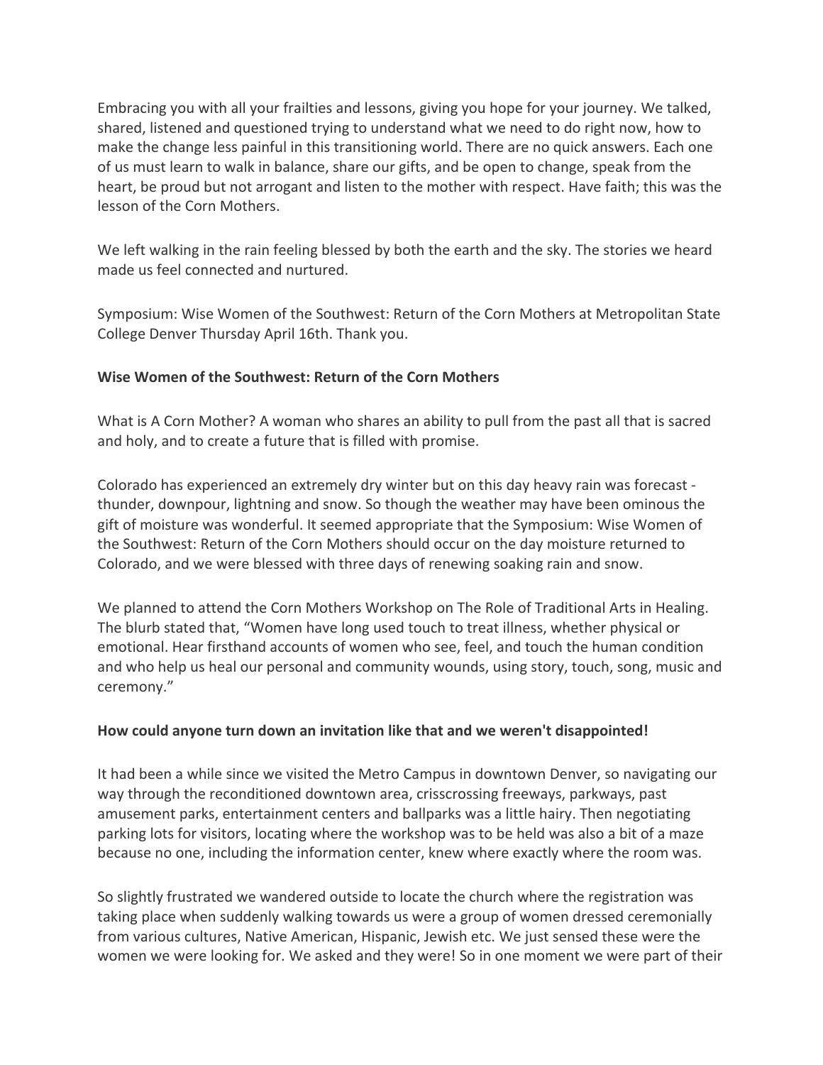Embracing you with all your frailties and lessons, giving you hope for your journey. We talked, shared, listened and questioned trying to understand what we need to do right now, how to make the change less painful in this transitioning world. There are no quick answers. Each one of us must learn to walk in balance, share our gifts, and be open to change, speak from the heart, be proud but not arrogant and listen to the mother with respect. Have faith; this was the lesson of the Corn Mothers.

We left walking in the rain feeling blessed by both the earth and the sky. The stories we heard made us feel connected and nurtured.

Symposium: Wise Women of the Southwest: Return of the Corn Mothers at Metropolitan State College Denver Thursday April 16th. Thank you.

**Wise Women of the Southwest: Return of the Corn Mothers**

What is A Corn Mother? A woman who shares an ability to pull from the past all that is sacred and holy, and to create a future that is filled with promise.

Colorado has experienced an extremely dry winter but on this day heavy rain was forecast - thunder, downpour, lightning and snow. So though the weather may have been ominous the gift of moisture was wonderful. It seemed appropriate that the Symposium: Wise Women of the Southwest: Return of the Corn Mothers should occur on the day moisture returned to Colorado, and we were blessed with three days of renewing soaking rain and snow.

We planned to attend the Corn Mothers Workshop on The Role of Traditional Arts in Healing. The blurb stated that, "Women have long used touch to treat illness, whether physical or emotional. Hear firsthand accounts of women who see, feel, and touch the human condition and who help us heal our personal and community wounds, using story, touch, song, music and ceremony."

**How could anyone turn down an invitation like that and we weren't disappointed!**

It had been a while since we visited the Metro Campus in downtown Denver, so navigating our way through the reconditioned downtown area, crisscrossing freeways, parkways, past amusement parks, entertainment centers and ballparks was a little hairy. Then negotiating parking lots for visitors, locating where the workshop was to be held was also a bit of a maze because no one, including the information center, knew where exactly where the room was.

So slightly frustrated we wandered outside to locate the church where the registration was taking place when suddenly walking towards us were a group of women dressed ceremonially from various cultures, Native American, Hispanic, Jewish etc. We just sensed these were the women we were looking for. We asked and they were! So in one moment we were part of their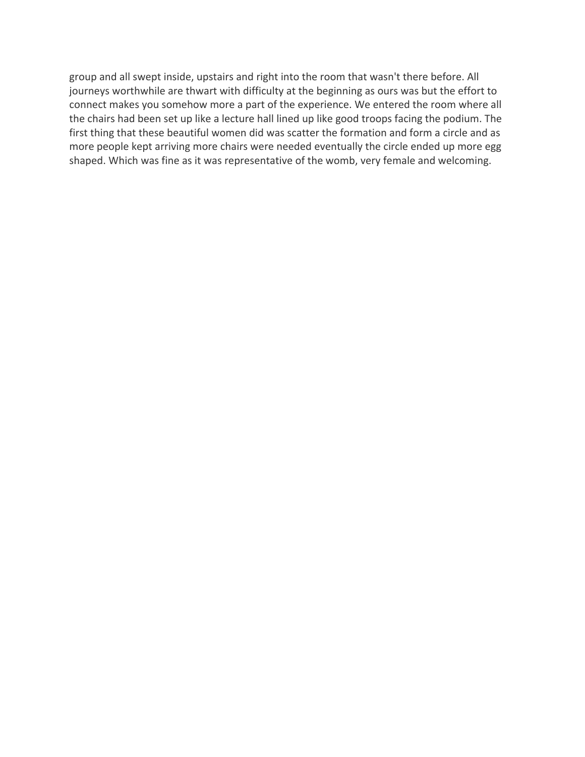group and all swept inside, upstairs and right into the room that wasn't there before. All journeys worthwhile are thwart with difficulty at the beginning as ours was but the effort to connect makes you somehow more a part of the experience. We entered the room where all the chairs had been set up like a lecture hall lined up like good troops facing the podium. The first thing that these beautiful women did was scatter the formation and form a circle and as more people kept arriving more chairs were needed eventually the circle ended up more egg shaped. Which was fine as it was representative of the womb, very female and welcoming.